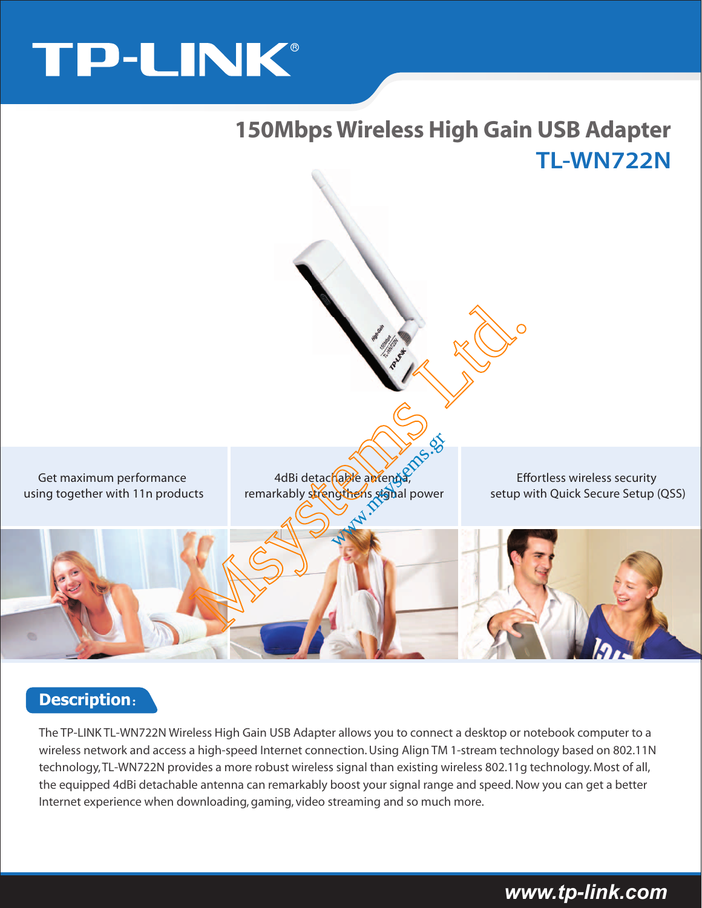# TP-LINK®

## 150Mbps Wireless High Gain USB Adapter

## TL-WN722N

Get maximum performance using together with 11n products

4dBi detachable antenna, remarkably strengthens signal power

Effortless wireless security setup with Quick Secure Setup (QSS)

## Description:

The TP-LINK TL-WN722N Wireless High Gain USB Adapter allows you to connect a desktop or notebook computer to a wireless network and access a high-speed Internet connection. Using Align TM 1-stream technology based on 802.11N technology, TL-WN722N provides a more robust wireless signal than existing wireless 802.11g technology. Most of all, the equipped 4dBi detachable antenna can remarkably boost your signal range and speed. Now you can get a better Internet experience when downloading, gaming, video streaming and so much more.

www.tp-link.com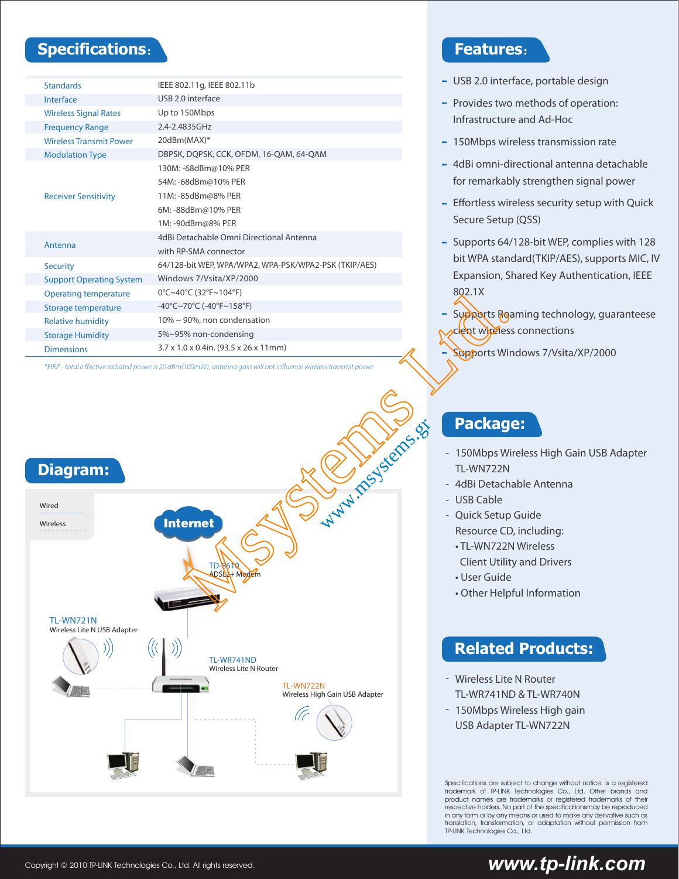## Specifications:

| | |
|---|---|
| Standards | IEEE 802.11g, IEEE 802.11b |
| Interface | USB 2.0 interface |
| Wireless Signal Rates | Up to 150Mbps |
| Frequency Range | 2.4-2.4835GHz |
| Wireless Transmit Power | 20dBm(MAX)* |
| Modulation Type | DBPSK, DQPSK, CCK, OFDM, 16-QAM, 64-QAM |
| Receiver Sensitivity | 130M: -68dBm@10% PER<br>54M: -68dBm@10% PER<br>11M: -85dBm@8% PER<br>6M: -88dBm@10% PER<br>1M: -90dBm@8% PER |
| Antenna | 4dBi Detachable Omni Directional Antenna with RP-SMA connector |
| Security | 64/128-bit WEP, WPA/WPA2, WPA-PSK/WPA2-PSK (TKIP/AES) |
| Support Operating System | Windows 7/Vsita/XP/2000 |
| Operating temperature | 0°C~40°C (32°F~104°F) |
| Storage temperature | -40°C~70°C (-40°F~158°F) |
| Relative humidity | 10% ~ 90%, non condensation |
| Storage Humidity | 5%~95% non-condensing |
| Dimensions | 3.7 x 1.0 x 0.4in. (93.5 x 26 x 11mm) |

*EIRP - total e ffective radiated power is 20 dBm(100mW), antenna gain will not influence wireless transmit power

## Diagram:

Wired

Wireless

Internet

TD-8610
ADSL2+ Modem

TL-WN721N
Wireless Lite N USB Adapter

TL-WR741ND
Wireless Lite N Router

TL-WN722N
Wireless High Gain USB Adapter

## Features:

- USB 2.0 interface, portable design
- Provides two methods of operation: Infrastructure and Ad-Hoc
- 150Mbps wireless transmission rate
- 4dBi omni-directional antenna detachable for remarkably strengthen signal power
- Effortless wireless security setup with Quick Secure Setup (QSS)
- Supports 64/128-bit WEP, complies with 128 bit WPA standard(TKIP/AES), supports MIC, IV Expansion, Shared Key Authentication, IEEE 802.1X
- Supports Roaming technology, guaranteese cient wireless connections
- Supports Windows 7/Vsita/XP/2000

## Package:

- 150Mbps Wireless High Gain USB Adapter TL-WN722N
- 4dBi Detachable Antenna
- USB Cable
- Quick Setup Guide
  Resource CD, including:
  - TL-WN722N Wireless Client Utility and Drivers
  - User Guide
  - Other Helpful Information

## Related Products:

- Wireless Lite N Router TL-WR741ND & TL-WR740N
- 150Mbps Wireless High gain USB Adapter TL-WN722N

Specifications are subject to change without notice. is a registered trademark of TP-LINK Technologies Co., Ltd. Other brands and product names are trademarks or registered trademarks of their respective holders. No part of the specificationsmay be reproduced in any form or by any means or used to make any derivative such as translation, transformation, or adaptation without permission from TP-LINK Technologies Co., Ltd.

Copyright © 2010 TP-LINK Technologies Co., Ltd. All rights reserved.

www.tp-link.com